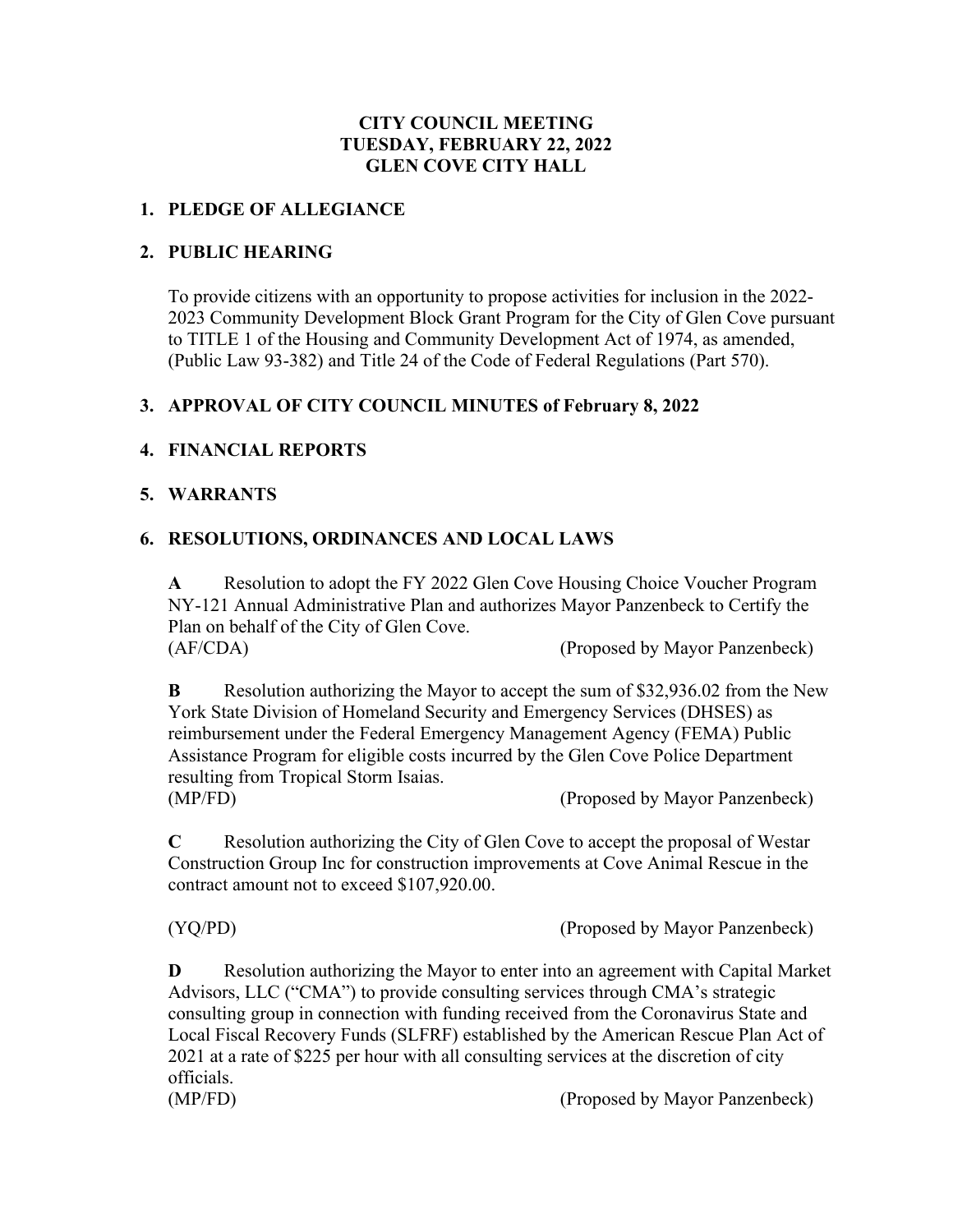# CITY COUNCIL MEETING
# TUESDAY, FEBRUARY 22, 2022
# GLEN COVE CITY HALL

## 1. PLEDGE OF ALLEGIANCE

## 2. PUBLIC HEARING

To provide citizens with an opportunity to propose activities for inclusion in the 2022-2023 Community Development Block Grant Program for the City of Glen Cove pursuant to TITLE 1 of the Housing and Community Development Act of 1974, as amended, (Public Law 93-382) and Title 24 of the Code of Federal Regulations (Part 570).

## 3. APPROVAL OF CITY COUNCIL MINUTES of February 8, 2022

## 4. FINANCIAL REPORTS

## 5. WARRANTS

## 6. RESOLUTIONS, ORDINANCES AND LOCAL LAWS

**A** Resolution to adopt the FY 2022 Glen Cove Housing Choice Voucher Program NY-121 Annual Administrative Plan and authorizes Mayor Panzenbeck to Certify the Plan on behalf of the City of Glen Cove.
(AF/CDA) (Proposed by Mayor Panzenbeck)

**B** Resolution authorizing the Mayor to accept the sum of $32,936.02 from the New York State Division of Homeland Security and Emergency Services (DHSES) as reimbursement under the Federal Emergency Management Agency (FEMA) Public Assistance Program for eligible costs incurred by the Glen Cove Police Department resulting from Tropical Storm Isaias.
(MP/FD) (Proposed by Mayor Panzenbeck)

**C** Resolution authorizing the City of Glen Cove to accept the proposal of Westar Construction Group Inc for construction improvements at Cove Animal Rescue in the contract amount not to exceed $107,920.00.

(YQ/PD) (Proposed by Mayor Panzenbeck)

**D** Resolution authorizing the Mayor to enter into an agreement with Capital Market Advisors, LLC ("CMA") to provide consulting services through CMA's strategic consulting group in connection with funding received from the Coronavirus State and Local Fiscal Recovery Funds (SLFRF) established by the American Rescue Plan Act of 2021 at a rate of $225 per hour with all consulting services at the discretion of city officials.
(MP/FD) (Proposed by Mayor Panzenbeck)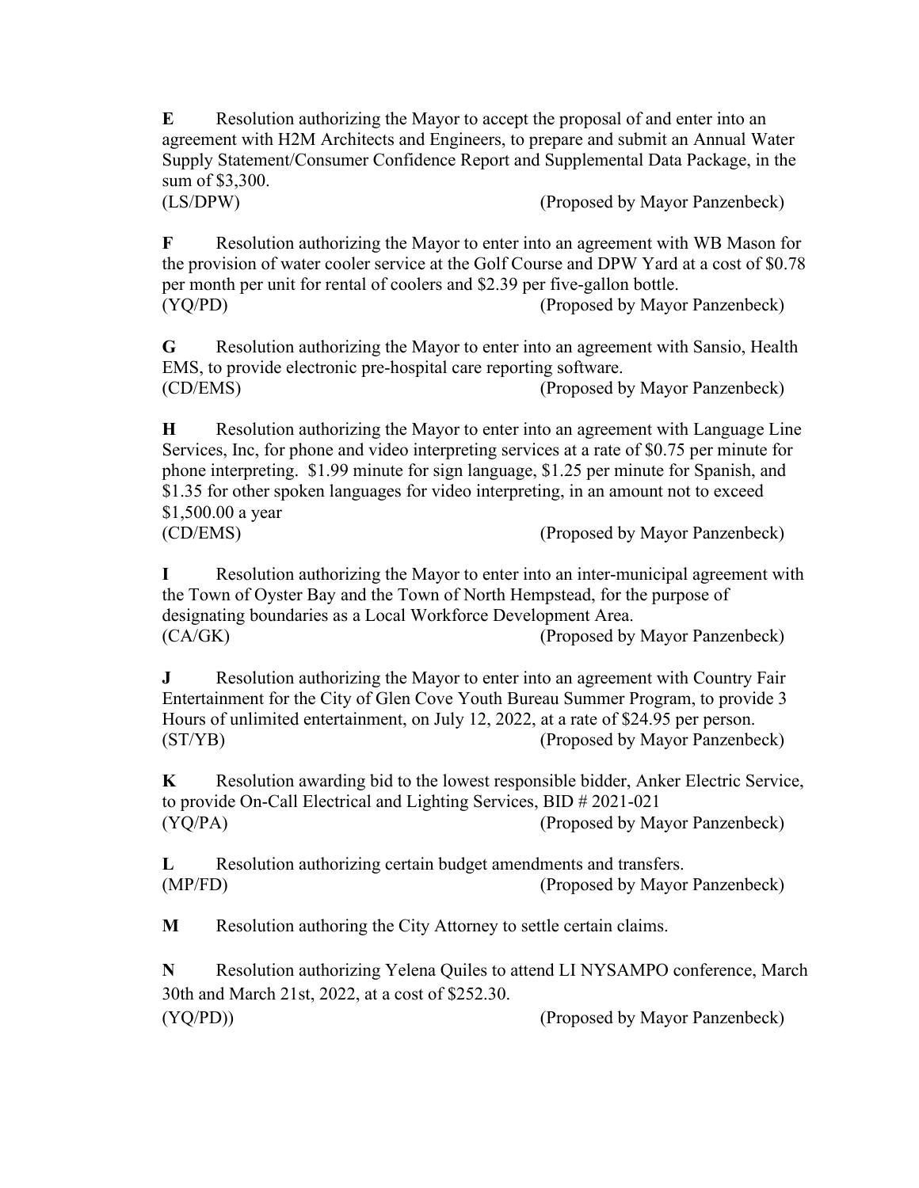**E** Resolution authorizing the Mayor to accept the proposal of and enter into an agreement with H2M Architects and Engineers, to prepare and submit an Annual Water Supply Statement/Consumer Confidence Report and Supplemental Data Package, in the sum of $3,300.
(LS/DPW) (Proposed by Mayor Panzenbeck)

**F** Resolution authorizing the Mayor to enter into an agreement with WB Mason for the provision of water cooler service at the Golf Course and DPW Yard at a cost of $0.78 per month per unit for rental of coolers and $2.39 per five-gallon bottle.
(YQ/PD) (Proposed by Mayor Panzenbeck)

**G** Resolution authorizing the Mayor to enter into an agreement with Sansio, Health EMS, to provide electronic pre-hospital care reporting software.
(CD/EMS) (Proposed by Mayor Panzenbeck)

**H** Resolution authorizing the Mayor to enter into an agreement with Language Line Services, Inc, for phone and video interpreting services at a rate of $0.75 per minute for phone interpreting. $1.99 minute for sign language, $1.25 per minute for Spanish, and $1.35 for other spoken languages for video interpreting, in an amount not to exceed $1,500.00 a year
(CD/EMS) (Proposed by Mayor Panzenbeck)

**I** Resolution authorizing the Mayor to enter into an inter-municipal agreement with the Town of Oyster Bay and the Town of North Hempstead, for the purpose of designating boundaries as a Local Workforce Development Area.
(CA/GK) (Proposed by Mayor Panzenbeck)

**J** Resolution authorizing the Mayor to enter into an agreement with Country Fair Entertainment for the City of Glen Cove Youth Bureau Summer Program, to provide 3 Hours of unlimited entertainment, on July 12, 2022, at a rate of $24.95 per person.
(ST/YB) (Proposed by Mayor Panzenbeck)

**K** Resolution awarding bid to the lowest responsible bidder, Anker Electric Service, to provide On-Call Electrical and Lighting Services, BID # 2021-021
(YQ/PA) (Proposed by Mayor Panzenbeck)

**L** Resolution authorizing certain budget amendments and transfers.
(MP/FD) (Proposed by Mayor Panzenbeck)

**M** Resolution authoring the City Attorney to settle certain claims.

**N** Resolution authorizing Yelena Quiles to attend LI NYSAMPO conference, March 30th and March 21st, 2022, at a cost of $252.30.
(YQ/PD)) (Proposed by Mayor Panzenbeck)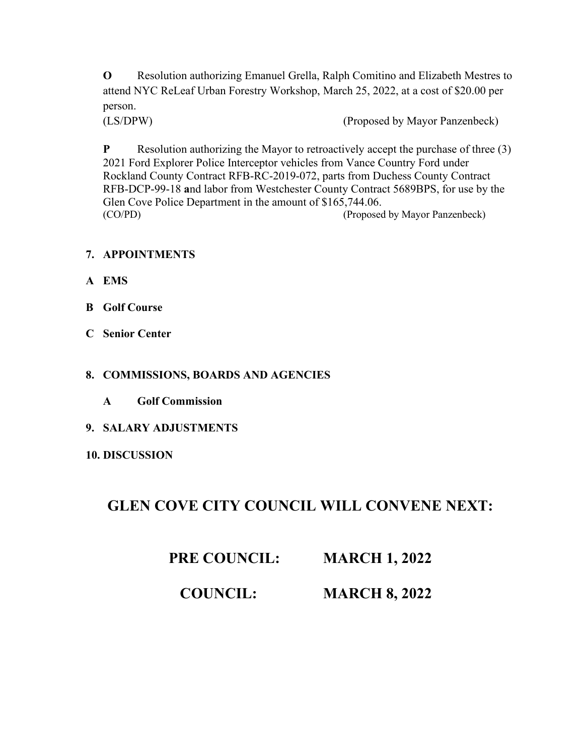**O** Resolution authorizing Emanuel Grella, Ralph Comitino and Elizabeth Mestres to attend NYC ReLeaf Urban Forestry Workshop, March 25, 2022, at a cost of $20.00 per person.
(LS/DPW) (Proposed by Mayor Panzenbeck)

**P** Resolution authorizing the Mayor to retroactively accept the purchase of three (3) 2021 Ford Explorer Police Interceptor vehicles from Vance Country Ford under Rockland County Contract RFB-RC-2019-072, parts from Duchess County Contract RFB-DCP-99-18 **a**nd labor from Westchester County Contract 5689BPS, for use by the Glen Cove Police Department in the amount of $165,744.06.
(CO/PD) (Proposed by Mayor Panzenbeck)

**7. APPOINTMENTS**

**A EMS**

**B Golf Course**

**C Senior Center**

**8. COMMISSIONS, BOARDS AND AGENCIES**

**A Golf Commission**

**9. SALARY ADJUSTMENTS**

**10. DISCUSSION**

## GLEN COVE CITY COUNCIL WILL CONVENE NEXT:

### PRE COUNCIL: MARCH 1, 2022

### COUNCIL: MARCH 8, 2022